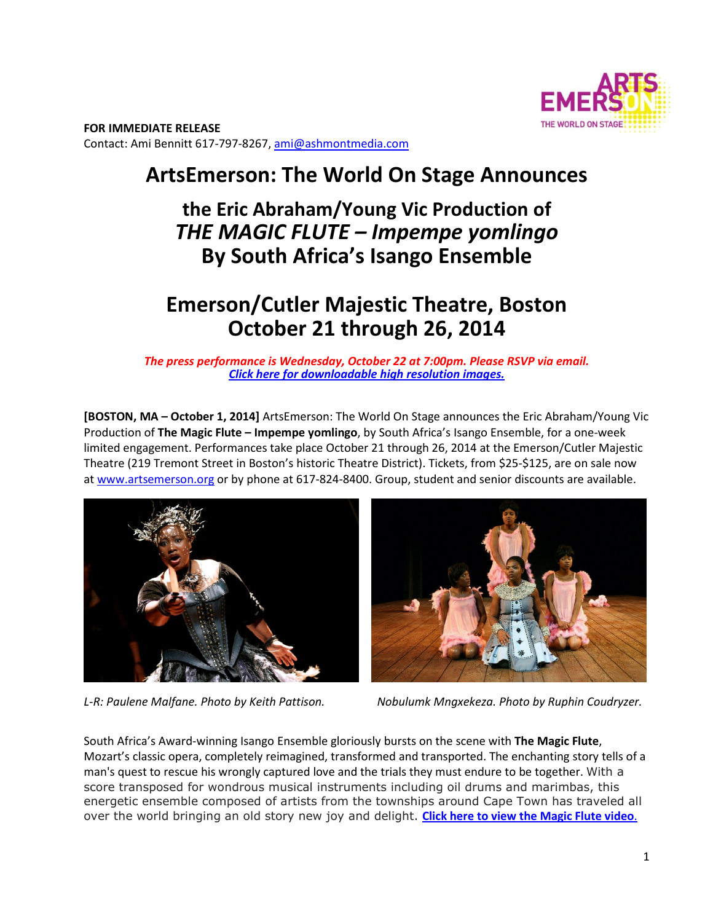**FOR IMMEDIATE RELEASE**
Contact: Ami Bennitt 617-797-8267, ami@ashmontmedia.com

# ArtsEmerson: The World On Stage Announces

## the Eric Abraham/Young Vic Production of *THE MAGIC FLUTE – Impempe yomlingo* By South Africa's Isango Ensemble

## Emerson/Cutler Majestic Theatre, Boston October 21 through 26, 2014

***The press performance is Wednesday, October 22 at 7:00pm. Please RSVP via email.***
***Click here for downloadable high resolution images.***

**[BOSTON, MA – October 1, 2014]** ArtsEmerson: The World On Stage announces the Eric Abraham/Young Vic Production of **The Magic Flute – Impempe yomlingo**, by South Africa's Isango Ensemble, for a one-week limited engagement. Performances take place October 21 through 26, 2014 at the Emerson/Cutler Majestic Theatre (219 Tremont Street in Boston's historic Theatre District). Tickets, from $25-$125, are on sale now at www.artsemerson.org or by phone at 617-824-8400. Group, student and senior discounts are available.

*L-R: Paulene Malfane. Photo by Keith Pattison.* *Nobulumk Mngxekeza. Photo by Ruphin Coudryzer.*

South Africa's Award-winning Isango Ensemble gloriously bursts on the scene with **The Magic Flute**, Mozart's classic opera, completely reimagined, transformed and transported. The enchanting story tells of a man's quest to rescue his wrongly captured love and the trials they must endure to be together. With a score transposed for wondrous musical instruments including oil drums and marimbas, this energetic ensemble composed of artists from the townships around Cape Town has traveled all over the world bringing an old story new joy and delight. **Click here to view the Magic Flute video.**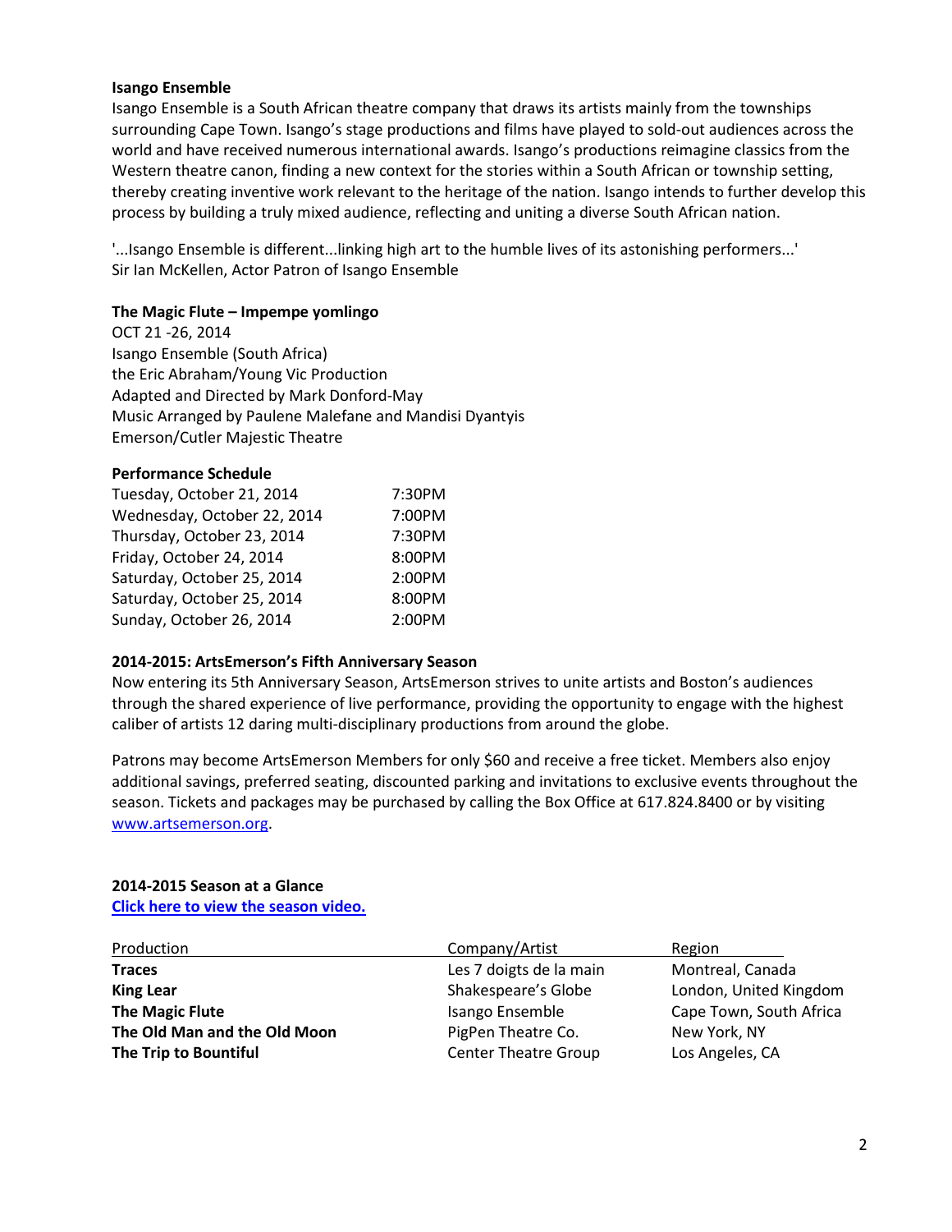**Isango Ensemble**

Isango Ensemble is a South African theatre company that draws its artists mainly from the townships surrounding Cape Town. Isango's stage productions and films have played to sold-out audiences across the world and have received numerous international awards. Isango's productions reimagine classics from the Western theatre canon, finding a new context for the stories within a South African or township setting, thereby creating inventive work relevant to the heritage of the nation. Isango intends to further develop this process by building a truly mixed audience, reflecting and uniting a diverse South African nation.

'...Isango Ensemble is different...linking high art to the humble lives of its astonishing performers...'
Sir Ian McKellen, Actor Patron of Isango Ensemble

**The Magic Flute – Impempe yomlingo**

OCT 21 -26, 2014
Isango Ensemble (South Africa)
the Eric Abraham/Young Vic Production
Adapted and Directed by Mark Donford-May
Music Arranged by Paulene Malefane and Mandisi Dyantyis
Emerson/Cutler Majestic Theatre

**Performance Schedule**

| | |
|---|---|
| Tuesday, October 21, 2014 | 7:30PM |
| Wednesday, October 22, 2014 | 7:00PM |
| Thursday, October 23, 2014 | 7:30PM |
| Friday, October 24, 2014 | 8:00PM |
| Saturday, October 25, 2014 | 2:00PM |
| Saturday, October 25, 2014 | 8:00PM |
| Sunday, October 26, 2014 | 2:00PM |

**2014-2015: ArtsEmerson's Fifth Anniversary Season**

Now entering its 5th Anniversary Season, ArtsEmerson strives to unite artists and Boston's audiences through the shared experience of live performance, providing the opportunity to engage with the highest caliber of artists 12 daring multi-disciplinary productions from around the globe.

Patrons may become ArtsEmerson Members for only $60 and receive a free ticket. Members also enjoy additional savings, preferred seating, discounted parking and invitations to exclusive events throughout the season. Tickets and packages may be purchased by calling the Box Office at 617.824.8400 or by visiting www.artsemerson.org.

**2014-2015 Season at a Glance**

**Click here to view the season video.**

| Production | Company/Artist | Region |
|---|---|---|
| **Traces** | Les 7 doigts de la main | Montreal, Canada |
| **King Lear** | Shakespeare's Globe | London, United Kingdom |
| **The Magic Flute** | Isango Ensemble | Cape Town, South Africa |
| **The Old Man and the Old Moon** | PigPen Theatre Co. | New York, NY |
| **The Trip to Bountiful** | Center Theatre Group | Los Angeles, CA |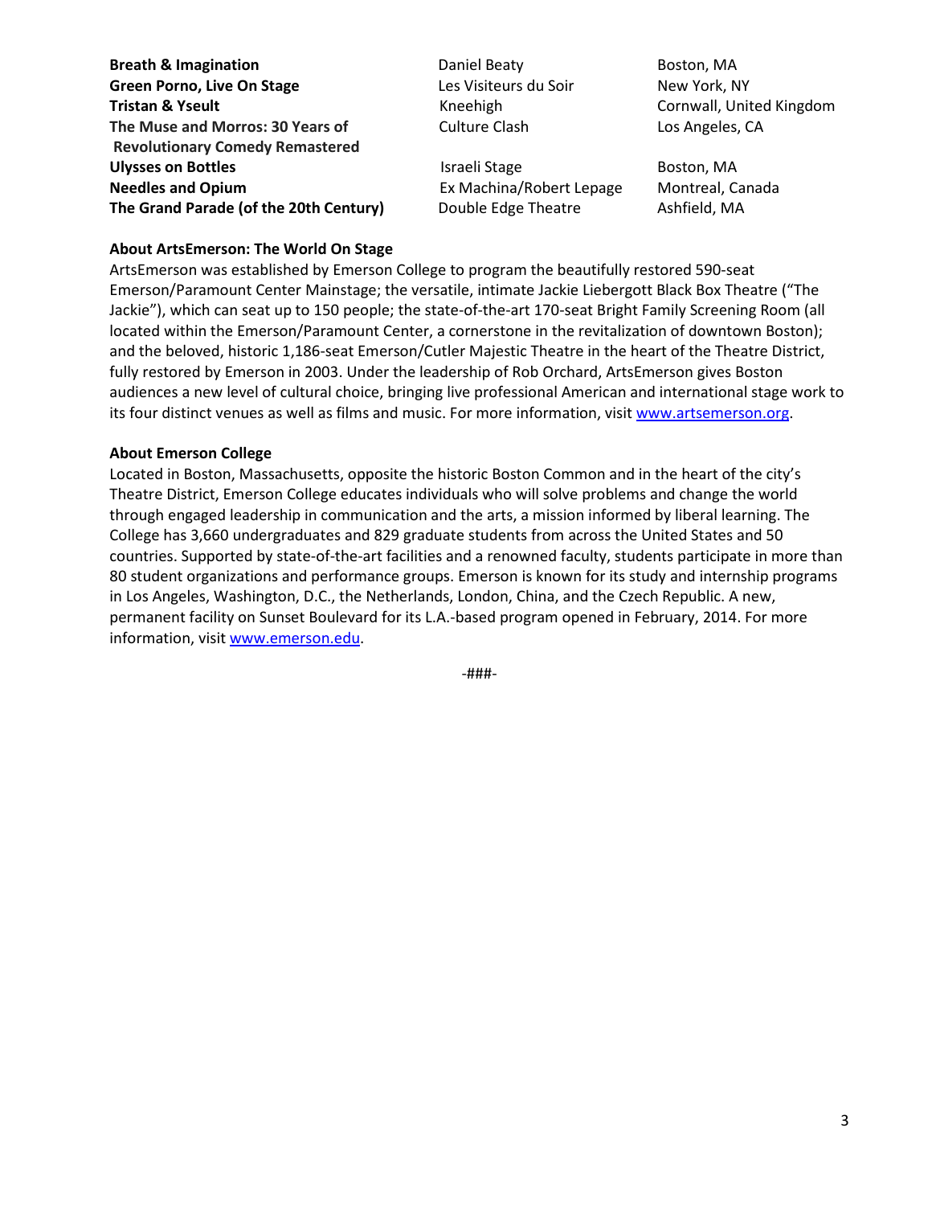| | | |
|---|---|---|
| **Breath & Imagination** | Daniel Beaty | Boston, MA |
| **Green Porno, Live On Stage** | Les Visiteurs du Soir | New York, NY |
| **Tristan & Yseult** | Kneehigh | Cornwall, United Kingdom |
| **The Muse and Morros: 30 Years of Revolutionary Comedy Remastered** | Culture Clash | Los Angeles, CA |
| **Ulysses on Bottles** | Israeli Stage | Boston, MA |
| **Needles and Opium** | Ex Machina/Robert Lepage | Montreal, Canada |
| **The Grand Parade (of the 20th Century)** | Double Edge Theatre | Ashfield, MA |

**About ArtsEmerson: The World On Stage**

ArtsEmerson was established by Emerson College to program the beautifully restored 590-seat Emerson/Paramount Center Mainstage; the versatile, intimate Jackie Liebergott Black Box Theatre ("The Jackie"), which can seat up to 150 people; the state-of-the-art 170-seat Bright Family Screening Room (all located within the Emerson/Paramount Center, a cornerstone in the revitalization of downtown Boston); and the beloved, historic 1,186-seat Emerson/Cutler Majestic Theatre in the heart of the Theatre District, fully restored by Emerson in 2003. Under the leadership of Rob Orchard, ArtsEmerson gives Boston audiences a new level of cultural choice, bringing live professional American and international stage work to its four distinct venues as well as films and music. For more information, visit [www.artsemerson.org](http://www.artsemerson.org).

**About Emerson College**

Located in Boston, Massachusetts, opposite the historic Boston Common and in the heart of the city's Theatre District, Emerson College educates individuals who will solve problems and change the world through engaged leadership in communication and the arts, a mission informed by liberal learning. The College has 3,660 undergraduates and 829 graduate students from across the United States and 50 countries. Supported by state-of-the-art facilities and a renowned faculty, students participate in more than 80 student organizations and performance groups. Emerson is known for its study and internship programs in Los Angeles, Washington, D.C., the Netherlands, London, China, and the Czech Republic. A new, permanent facility on Sunset Boulevard for its L.A.-based program opened in February, 2014. For more information, visit [www.emerson.edu](http://www.emerson.edu).

-###-